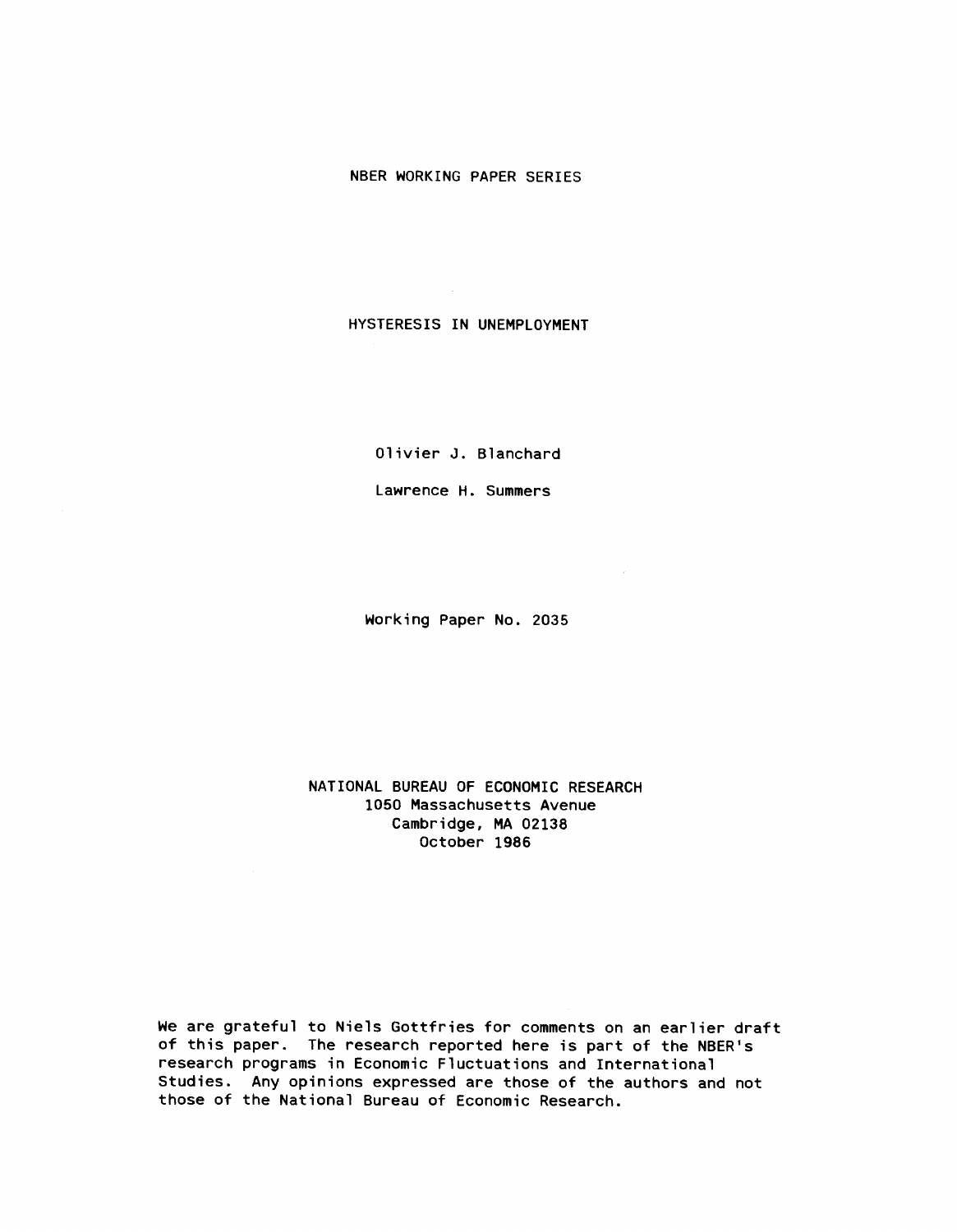NBER WORKING PAPER SERIES

# HYSTERESIS IN UNEMPLOYMENT

Olivier J. Blanchard

Lawrence H. Summers

Working Paper No. 2035

NATIONAL BUREAU OF ECONOMIC RESEARCH
1050 Massachusetts Avenue
Cambridge, MA 02138
October 1986

We are grateful to Niels Gottfries for comments on an earlier draft of this paper. The research reported here is part of the NBER's research programs in Economic Fluctuations and International Studies. Any opinions expressed are those of the authors and not those of the National Bureau of Economic Research.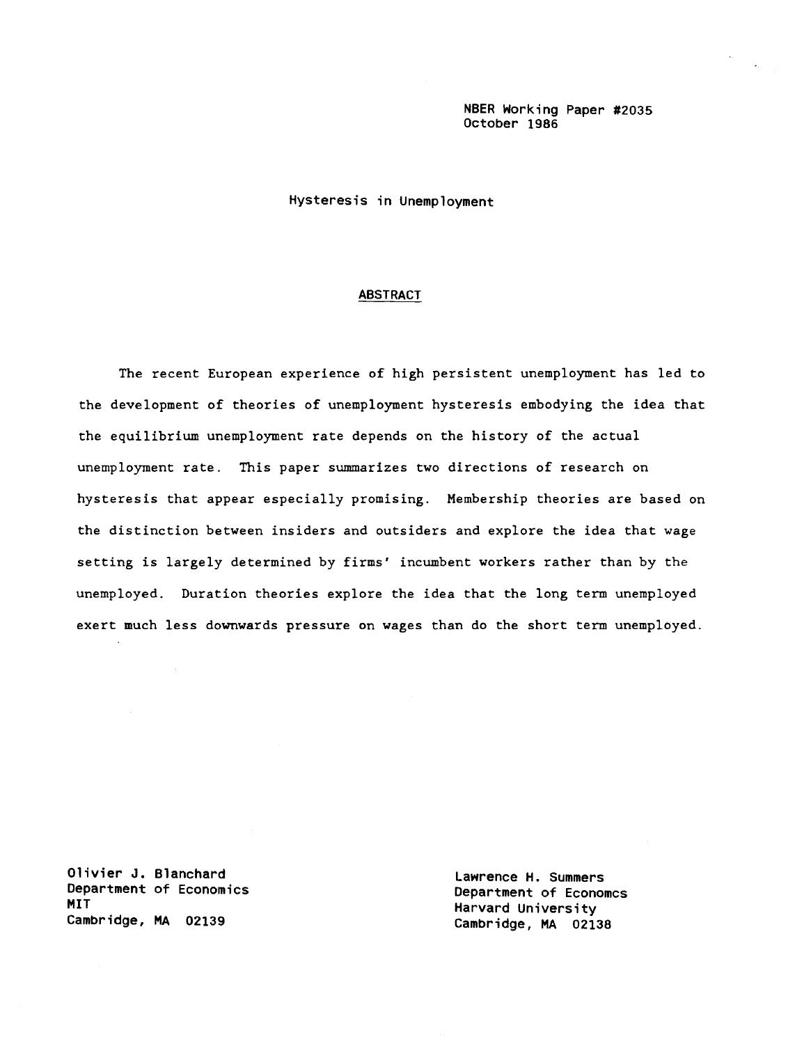NBER Working Paper #2035
October 1986

# Hysteresis in Unemployment

## ABSTRACT

The recent European experience of high persistent unemployment has led to the development of theories of unemployment hysteresis embodying the idea that the equilibrium unemployment rate depends on the history of the actual unemployment rate. This paper summarizes two directions of research on hysteresis that appear especially promising. Membership theories are based on the distinction between insiders and outsiders and explore the idea that wage setting is largely determined by firms' incumbent workers rather than by the unemployed. Duration theories explore the idea that the long term unemployed exert much less downwards pressure on wages than do the short term unemployed.

Olivier J. Blanchard
Department of Economics
MIT
Cambridge, MA 02139

Lawrence H. Summers
Department of Economcs
Harvard University
Cambridge, MA 02138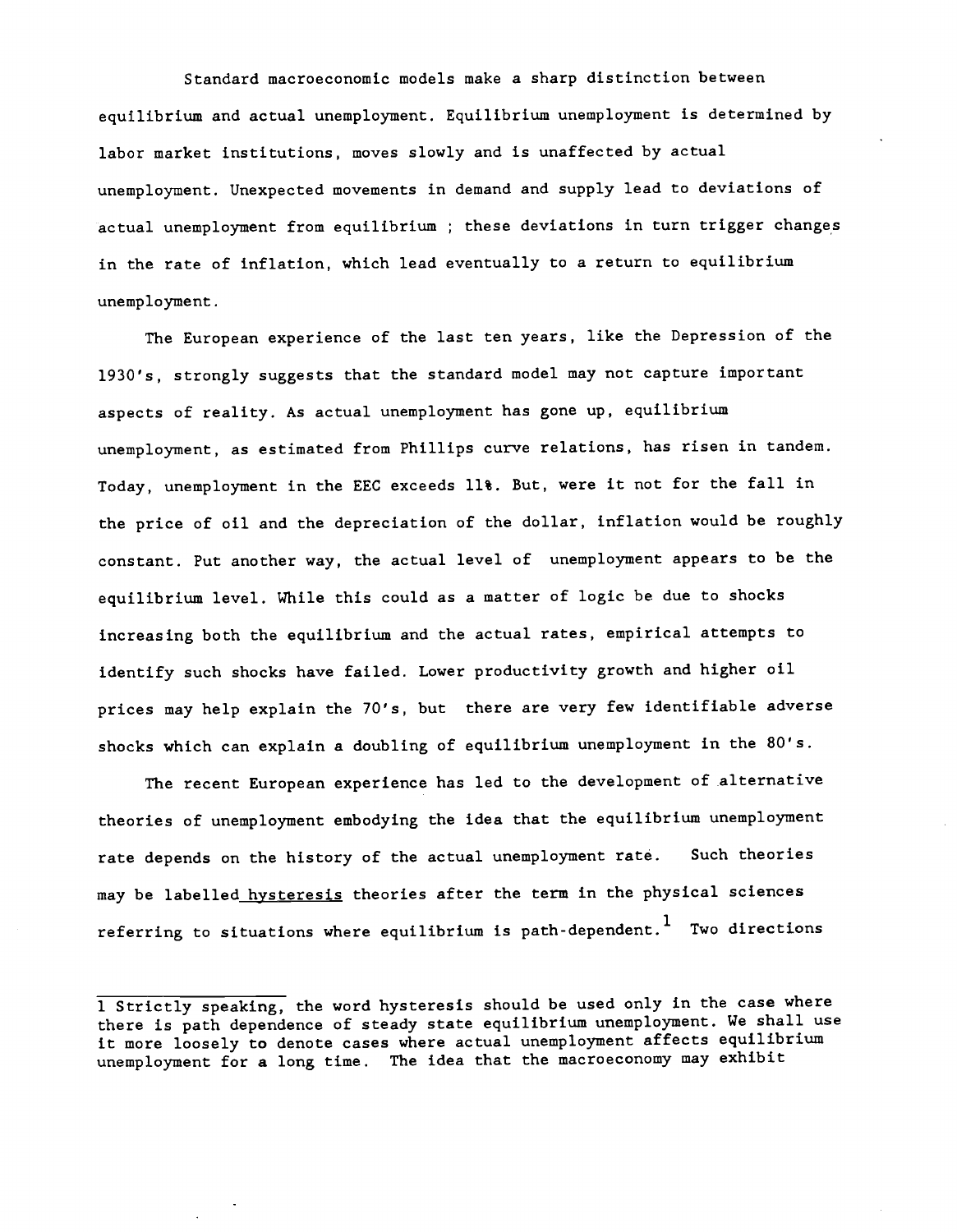Standard macroeconomic models make a sharp distinction between equilibrium and actual unemployment. Equilibrium unemployment is determined by labor market institutions, moves slowly and is unaffected by actual unemployment. Unexpected movements in demand and supply lead to deviations of actual unemployment from equilibrium ; these deviations in turn trigger changes in the rate of inflation, which lead eventually to a return to equilibrium unemployment.

The European experience of the last ten years, like the Depression of the 1930's, strongly suggests that the standard model may not capture important aspects of reality. As actual unemployment has gone up, equilibrium unemployment, as estimated from Phillips curve relations, has risen in tandem. Today, unemployment in the EEC exceeds 11%. But, were it not for the fall in the price of oil and the depreciation of the dollar, inflation would be roughly constant. Put another way, the actual level of unemployment appears to be the equilibrium level. While this could as a matter of logic be due to shocks increasing both the equilibrium and the actual rates, empirical attempts to identify such shocks have failed. Lower productivity growth and higher oil prices may help explain the 70's, but there are very few identifiable adverse shocks which can explain a doubling of equilibrium unemployment in the 80's.

The recent European experience has led to the development of alternative theories of unemployment embodying the idea that the equilibrium unemployment rate depends on the history of the actual unemployment rate. Such theories may be labelled *hysteresis* theories after the term in the physical sciences referring to situations where equilibrium is path-dependent.[1] Two directions

---

[1] Strictly speaking, the word hysteresis should be used only in the case where there is path dependence of steady state equilibrium unemployment. We shall use it more loosely to denote cases where actual unemployment affects equilibrium unemployment for a long time. The idea that the macroeconomy may exhibit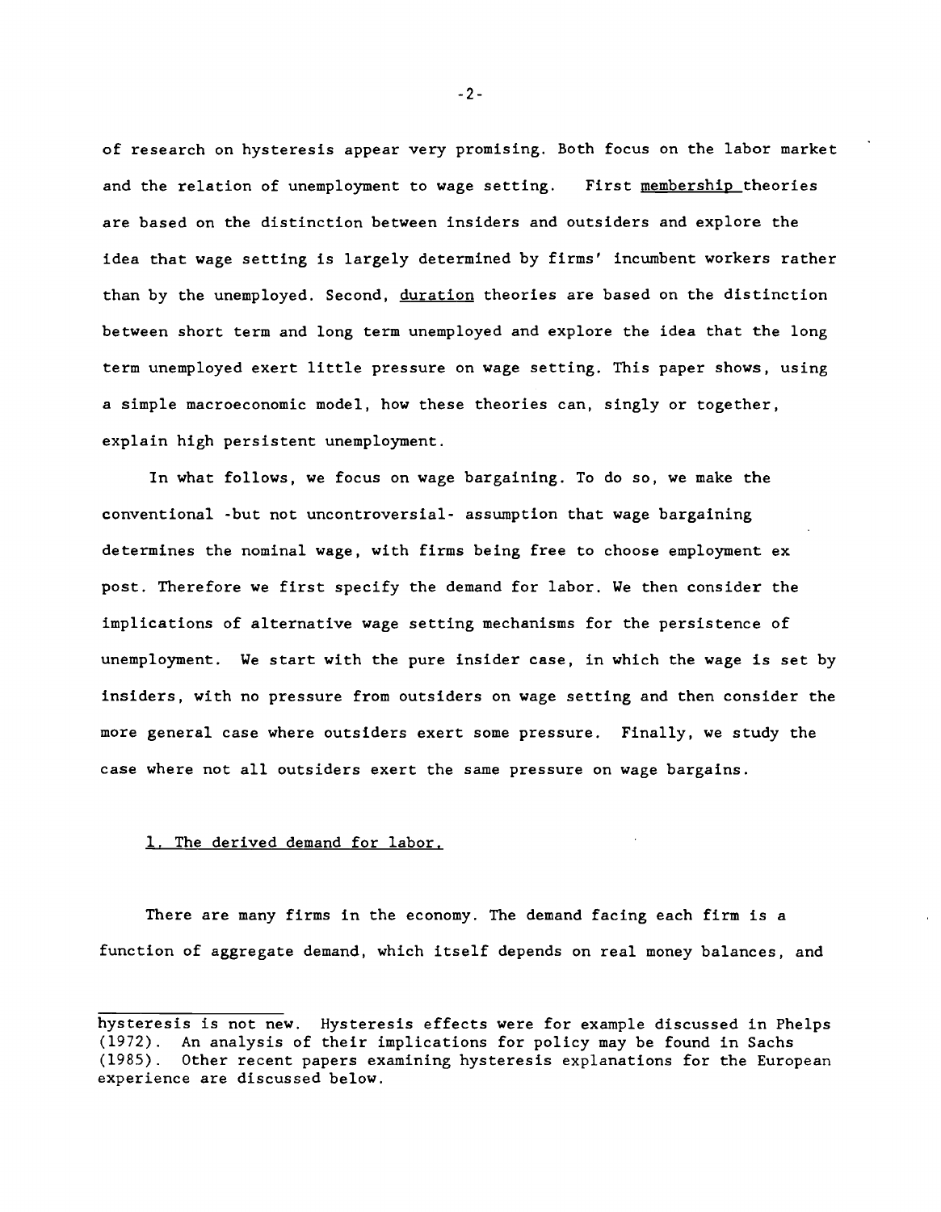of research on hysteresis appear very promising. Both focus on the labor market and the relation of unemployment to wage setting. First <u>membership</u> theories are based on the distinction between insiders and outsiders and explore the idea that wage setting is largely determined by firms' incumbent workers rather than by the unemployed. Second, <u>duration</u> theories are based on the distinction between short term and long term unemployed and explore the idea that the long term unemployed exert little pressure on wage setting. This paper shows, using a simple macroeconomic model, how these theories can, singly or together, explain high persistent unemployment.

In what follows, we focus on wage bargaining. To do so, we make the conventional -but not uncontroversial- assumption that wage bargaining determines the nominal wage, with firms being free to choose employment ex post. Therefore we first specify the demand for labor. We then consider the implications of alternative wage setting mechanisms for the persistence of unemployment. We start with the pure insider case, in which the wage is set by insiders, with no pressure from outsiders on wage setting and then consider the more general case where outsiders exert some pressure. Finally, we study the case where not all outsiders exert the same pressure on wage bargains.

## 1. The derived demand for labor.

There are many firms in the economy. The demand facing each firm is a function of aggregate demand, which itself depends on real money balances, and

---

hysteresis is not new. Hysteresis effects were for example discussed in Phelps (1972). An analysis of their implications for policy may be found in Sachs (1985). Other recent papers examining hysteresis explanations for the European experience are discussed below.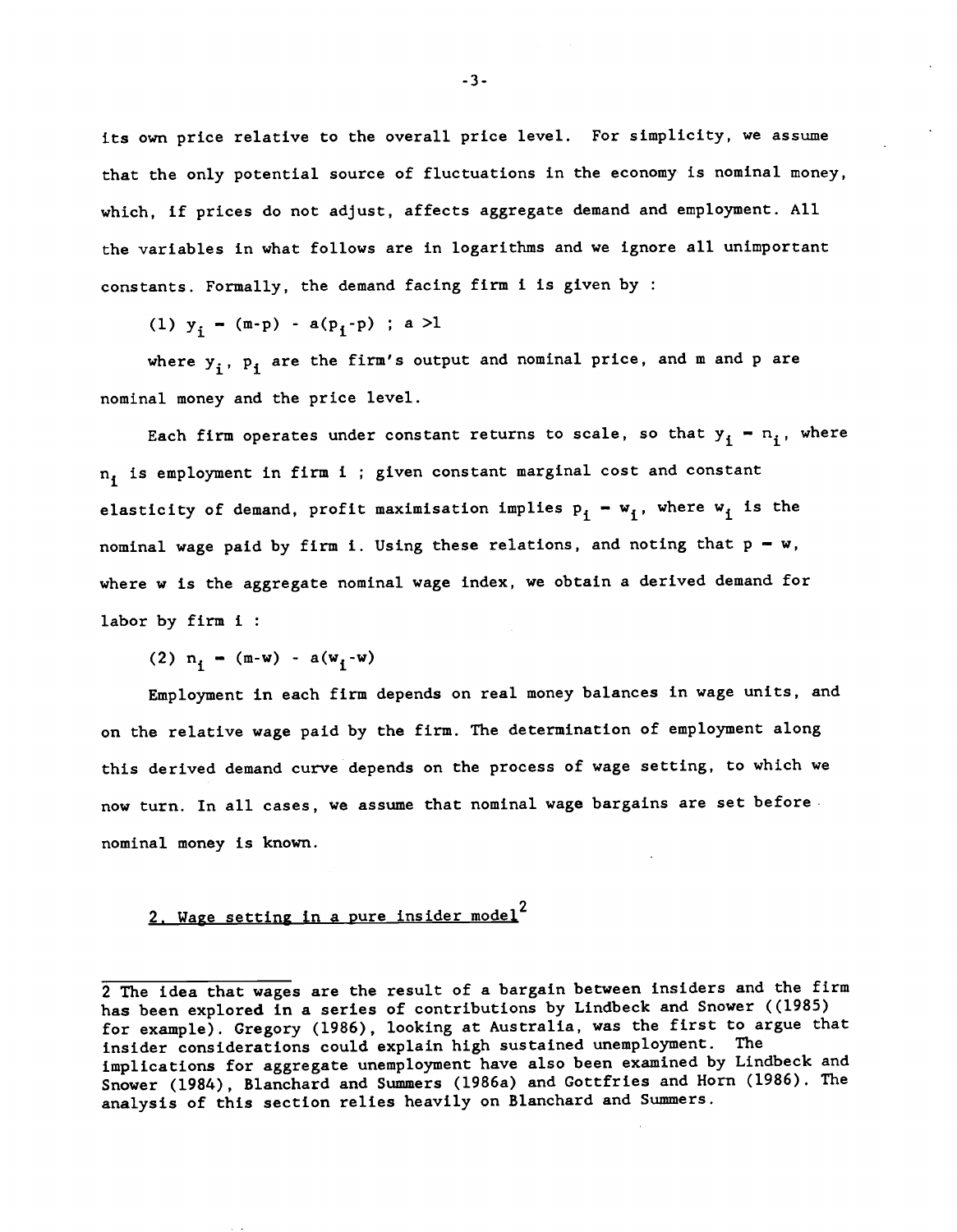its own price relative to the overall price level. For simplicity, we assume that the only potential source of fluctuations in the economy is nominal money, which, if prices do not adjust, affects aggregate demand and employment. All the variables in what follows are in logarithms and we ignore all unimportant constants. Formally, the demand facing firm i is given by :

$$(1)\ y_i = (m-p) - a(p_i-p)\ ;\ a>1$$

where $y_i$, $p_i$ are the firm's output and nominal price, and m and p are nominal money and the price level.

Each firm operates under constant returns to scale, so that $y_i = n_i$, where $n_i$ is employment in firm i ; given constant marginal cost and constant elasticity of demand, profit maximisation implies $p_i = w_i$, where $w_i$ is the nominal wage paid by firm i. Using these relations, and noting that $p = w$, where w is the aggregate nominal wage index, we obtain a derived demand for labor by firm i :

$$(2)\ n_i = (m-w) - a(w_i-w)$$

Employment in each firm depends on real money balances in wage units, and on the relative wage paid by the firm. The determination of employment along this derived demand curve depends on the process of wage setting, to which we now turn. In all cases, we assume that nominal wage bargains are set before nominal money is known.

## 2. Wage setting in a pure insider model[2]

[2] The idea that wages are the result of a bargain between insiders and the firm has been explored in a series of contributions by Lindbeck and Snower ((1985) for example). Gregory (1986), looking at Australia, was the first to argue that insider considerations could explain high sustained unemployment. The implications for aggregate unemployment have also been examined by Lindbeck and Snower (1984), Blanchard and Summers (1986a) and Gottfries and Horn (1986). The analysis of this section relies heavily on Blanchard and Summers.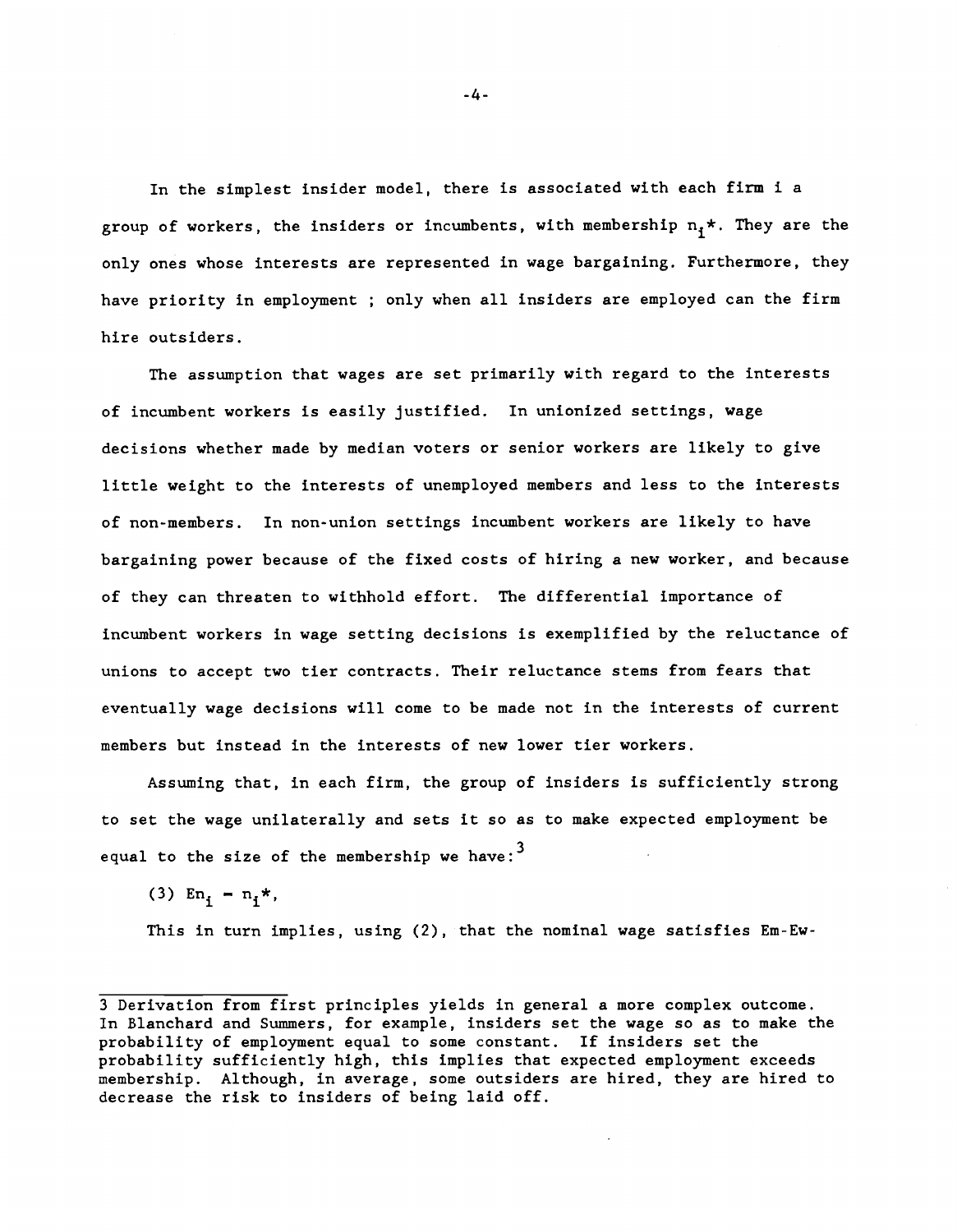In the simplest insider model, there is associated with each firm i a group of workers, the insiders or incumbents, with membership $n_i*$. They are the only ones whose interests are represented in wage bargaining. Furthermore, they have priority in employment ; only when all insiders are employed can the firm hire outsiders.

The assumption that wages are set primarily with regard to the interests of incumbent workers is easily justified. In unionized settings, wage decisions whether made by median voters or senior workers are likely to give little weight to the interests of unemployed members and less to the interests of non-members. In non-union settings incumbent workers are likely to have bargaining power because of the fixed costs of hiring a new worker, and because of they can threaten to withhold effort. The differential importance of incumbent workers in wage setting decisions is exemplified by the reluctance of unions to accept two tier contracts. Their reluctance stems from fears that eventually wage decisions will come to be made not in the interests of current members but instead in the interests of new lower tier workers.

Assuming that, in each firm, the group of insiders is sufficiently strong to set the wage unilaterally and sets it so as to make expected employment be equal to the size of the membership we have:[3]

(3) $En_i = n_i*$,

This in turn implies, using (2), that the nominal wage satisfies Em-Ew-

---

3 Derivation from first principles yields in general a more complex outcome. In Blanchard and Summers, for example, insiders set the wage so as to make the probability of employment equal to some constant. If insiders set the probability sufficiently high, this implies that expected employment exceeds membership. Although, in average, some outsiders are hired, they are hired to decrease the risk to insiders of being laid off.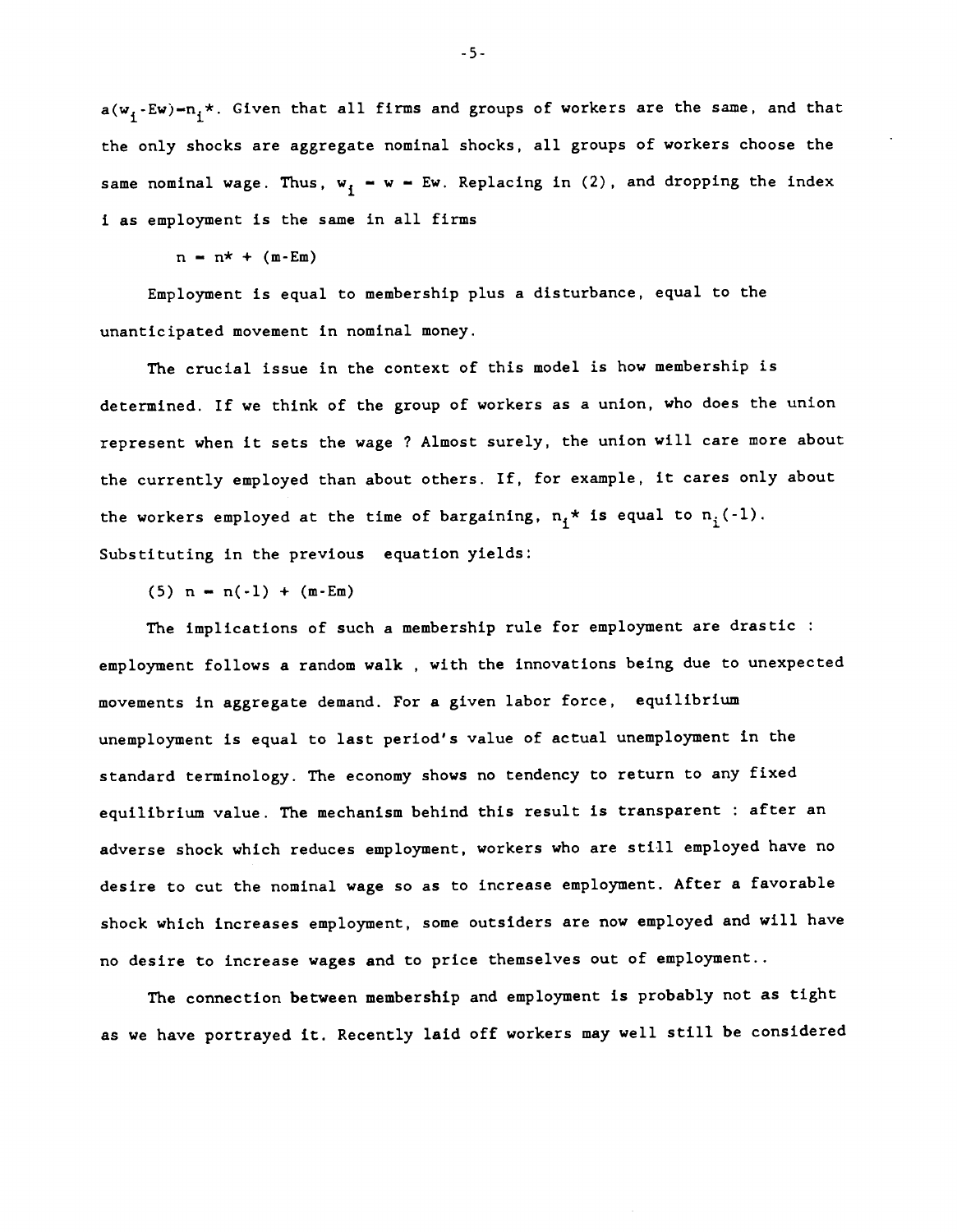$a(w_i - Ew) - n_i^*$. Given that all firms and groups of workers are the same, and that the only shocks are aggregate nominal shocks, all groups of workers choose the same nominal wage. Thus, $w_i = w = Ew$. Replacing in (2), and dropping the index i as employment is the same in all firms

$$n = n^* + (m - Em)$$

Employment is equal to membership plus a disturbance, equal to the unanticipated movement in nominal money.

The crucial issue in the context of this model is how membership is determined. If we think of the group of workers as a union, who does the union represent when it sets the wage ? Almost surely, the union will care more about the currently employed than about others. If, for example, it cares only about the workers employed at the time of bargaining, $n_i^*$ is equal to $n_i(-1)$. Substituting in the previous equation yields:

$$(5) \quad n = n(-1) + (m - Em)$$

The implications of such a membership rule for employment are drastic : employment follows a random walk , with the innovations being due to unexpected movements in aggregate demand. For a given labor force, equilibrium unemployment is equal to last period's value of actual unemployment in the standard terminology. The economy shows no tendency to return to any fixed equilibrium value. The mechanism behind this result is transparent : after an adverse shock which reduces employment, workers who are still employed have no desire to cut the nominal wage so as to increase employment. After a favorable shock which increases employment, some outsiders are now employed and will have no desire to increase wages and to price themselves out of employment..

The connection between membership and employment is probably not as tight as we have portrayed it. Recently laid off workers may well still be considered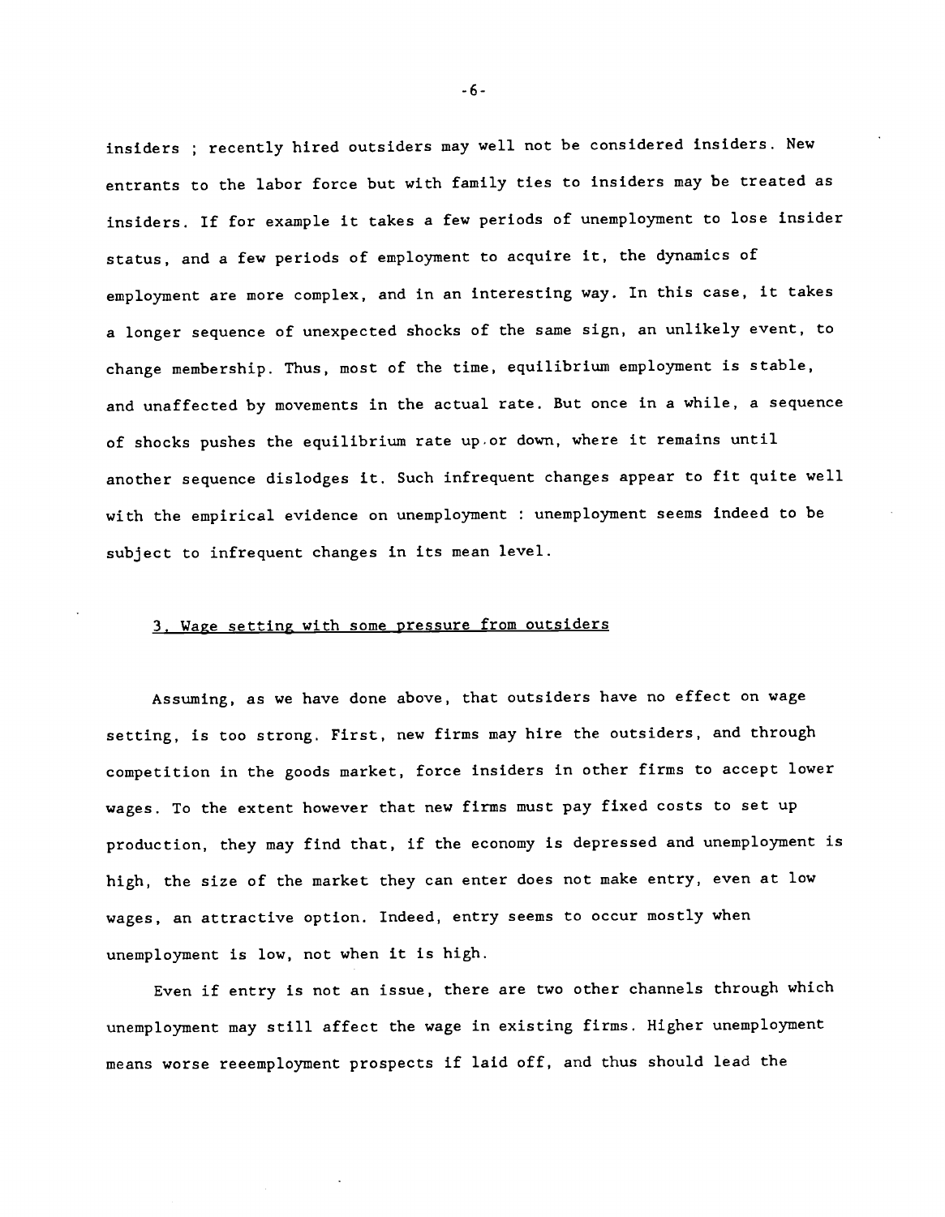insiders ; recently hired outsiders may well not be considered insiders. New entrants to the labor force but with family ties to insiders may be treated as insiders. If for example it takes a few periods of unemployment to lose insider status, and a few periods of employment to acquire it, the dynamics of employment are more complex, and in an interesting way. In this case, it takes a longer sequence of unexpected shocks of the same sign, an unlikely event, to change membership. Thus, most of the time, equilibrium employment is stable, and unaffected by movements in the actual rate. But once in a while, a sequence of shocks pushes the equilibrium rate up or down, where it remains until another sequence dislodges it. Such infrequent changes appear to fit quite well with the empirical evidence on unemployment : unemployment seems indeed to be subject to infrequent changes in its mean level.

### 3. Wage setting with some pressure from outsiders

Assuming, as we have done above, that outsiders have no effect on wage setting, is too strong. First, new firms may hire the outsiders, and through competition in the goods market, force insiders in other firms to accept lower wages. To the extent however that new firms must pay fixed costs to set up production, they may find that, if the economy is depressed and unemployment is high, the size of the market they can enter does not make entry, even at low wages, an attractive option. Indeed, entry seems to occur mostly when unemployment is low, not when it is high.

Even if entry is not an issue, there are two other channels through which unemployment may still affect the wage in existing firms. Higher unemployment means worse reeemployment prospects if laid off, and thus should lead the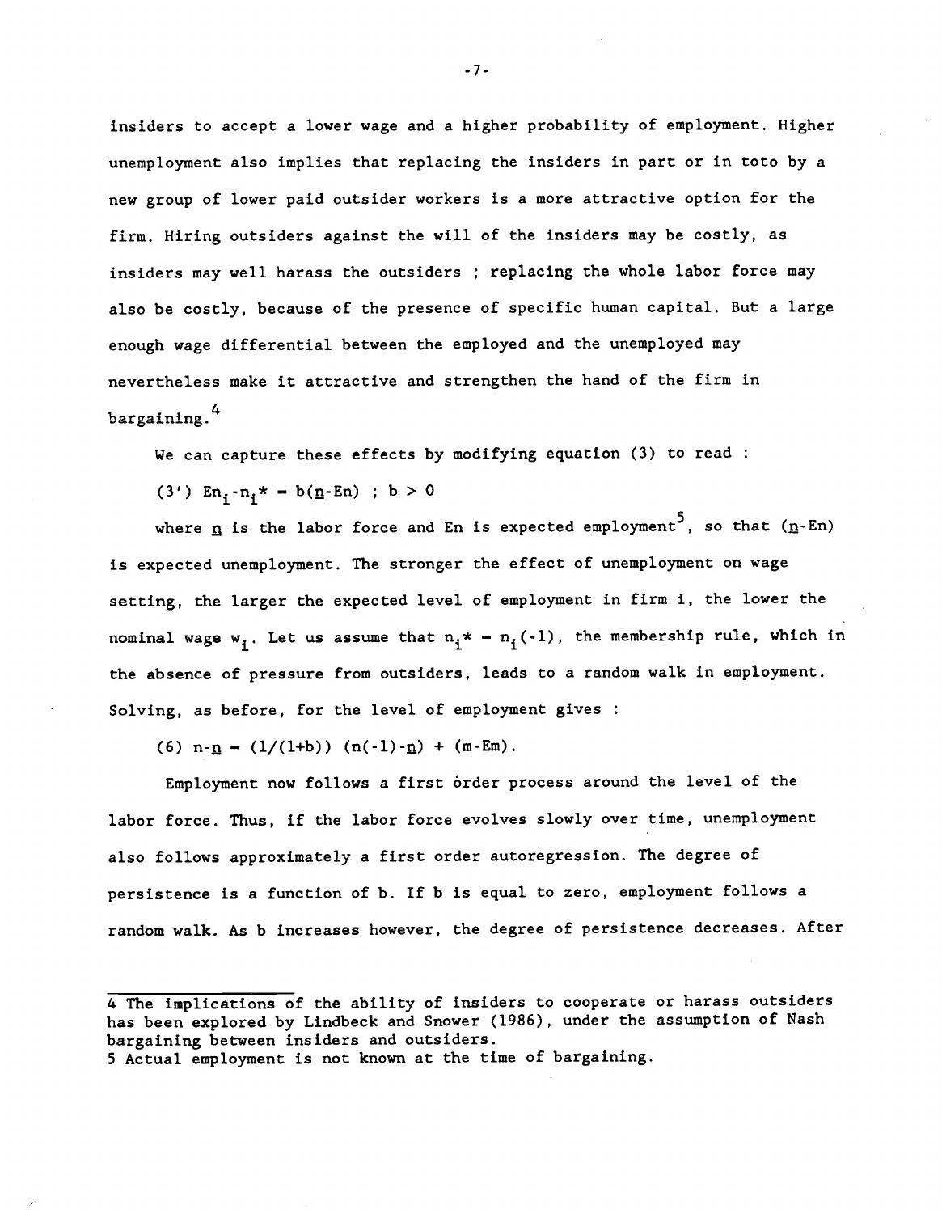insiders to accept a lower wage and a higher probability of employment. Higher unemployment also implies that replacing the insiders in part or in toto by a new group of lower paid outsider workers is a more attractive option for the firm. Hiring outsiders against the will of the insiders may be costly, as insiders may well harass the outsiders ; replacing the whole labor force may also be costly, because of the presence of specific human capital. But a large enough wage differential between the employed and the unemployed may nevertheless make it attractive and strengthen the hand of the firm in bargaining.[4]

We can capture these effects by modifying equation (3) to read :

(3') $En_i - n_i^* = b(\underline{n} - En)$ ; $b > 0$

where $\underline{n}$ is the labor force and $En$ is expected employment[5], so that $(\underline{n}-En)$ is expected unemployment. The stronger the effect of unemployment on wage setting, the larger the expected level of employment in firm i, the lower the nominal wage $w_i$. Let us assume that $n_i^* = n_i(-1)$, the membership rule, which in the absence of pressure from outsiders, leads to a random walk in employment. Solving, as before, for the level of employment gives :

(6) $n - \underline{n} = (1/(1+b))\ (n(-1) - \underline{n}) + (m - Em)$.

Employment now follows a first order process around the level of the labor force. Thus, if the labor force evolves slowly over time, unemployment also follows approximately a first order autoregression. The degree of persistence is a function of b. If b is equal to zero, employment follows a random walk. As b increases however, the degree of persistence decreases. After

---

4 The implications of the ability of insiders to cooperate or harass outsiders has been explored by Lindbeck and Snower (1986), under the assumption of Nash bargaining between insiders and outsiders.

5 Actual employment is not known at the time of bargaining.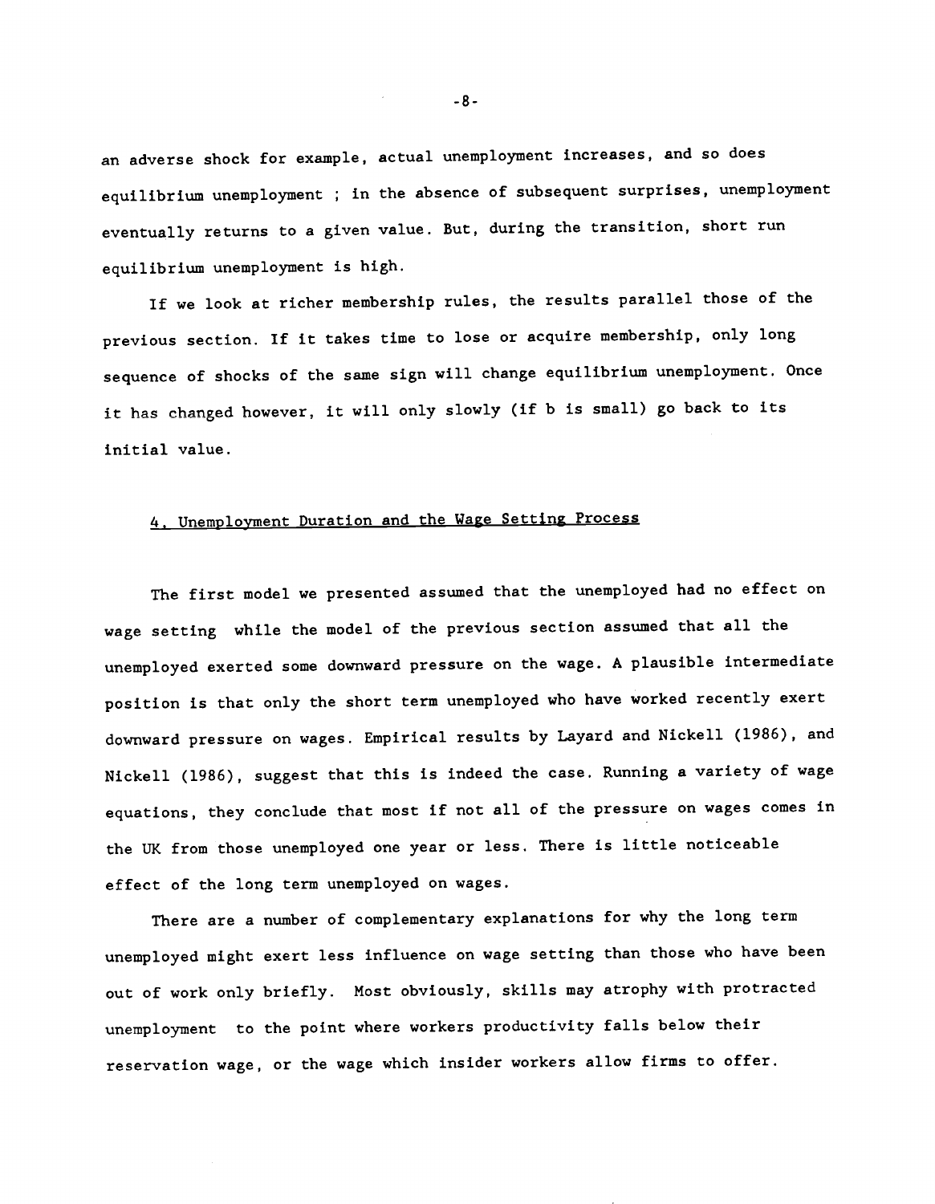an adverse shock for example, actual unemployment increases, and so does equilibrium unemployment ; in the absence of subsequent surprises, unemployment eventually returns to a given value. But, during the transition, short run equilibrium unemployment is high.

If we look at richer membership rules, the results parallel those of the previous section. If it takes time to lose or acquire membership, only long sequence of shocks of the same sign will change equilibrium unemployment. Once it has changed however, it will only slowly (if b is small) go back to its initial value.

## 4. Unemployment Duration and the Wage Setting Process

The first model we presented assumed that the unemployed had no effect on wage setting while the model of the previous section assumed that all the unemployed exerted some downward pressure on the wage. A plausible intermediate position is that only the short term unemployed who have worked recently exert downward pressure on wages. Empirical results by Layard and Nickell (1986), and Nickell (1986), suggest that this is indeed the case. Running a variety of wage equations, they conclude that most if not all of the pressure on wages comes in the UK from those unemployed one year or less. There is little noticeable effect of the long term unemployed on wages.

There are a number of complementary explanations for why the long term unemployed might exert less influence on wage setting than those who have been out of work only briefly. Most obviously, skills may atrophy with protracted unemployment to the point where workers productivity falls below their reservation wage, or the wage which insider workers allow firms to offer.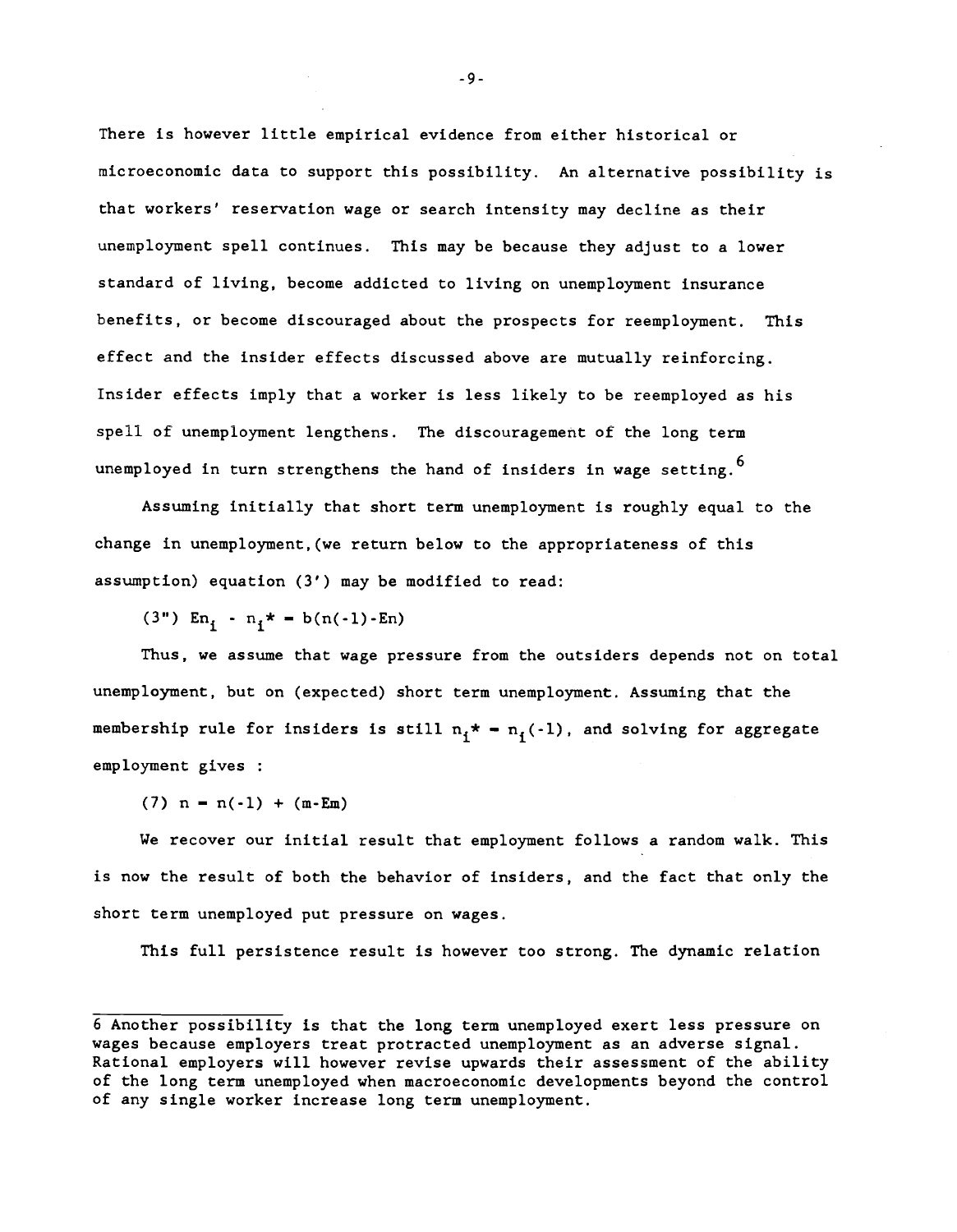There is however little empirical evidence from either historical or microeconomic data to support this possibility. An alternative possibility is that workers' reservation wage or search intensity may decline as their unemployment spell continues. This may be because they adjust to a lower standard of living, become addicted to living on unemployment insurance benefits, or become discouraged about the prospects for reemployment. This effect and the insider effects discussed above are mutually reinforcing. Insider effects imply that a worker is less likely to be reemployed as his spell of unemployment lengthens. The discouragement of the long term unemployed in turn strengthens the hand of insiders in wage setting.[6]

Assuming initially that short term unemployment is roughly equal to the change in unemployment,(we return below to the appropriateness of this assumption) equation (3') may be modified to read:

$$(3'')\quad En_i - n_i^* = b(n(-1) - En)$$

Thus, we assume that wage pressure from the outsiders depends not on total unemployment, but on (expected) short term unemployment. Assuming that the membership rule for insiders is still $n_i^* = n_i(-1)$, and solving for aggregate employment gives :

$$(7)\quad n = n(-1) + (m - Em)$$

We recover our initial result that employment follows a random walk. This is now the result of both the behavior of insiders, and the fact that only the short term unemployed put pressure on wages.

This full persistence result is however too strong. The dynamic relation

---

6 Another possibility is that the long term unemployed exert less pressure on wages because employers treat protracted unemployment as an adverse signal. Rational employers will however revise upwards their assessment of the ability of the long term unemployed when macroeconomic developments beyond the control of any single worker increase long term unemployment.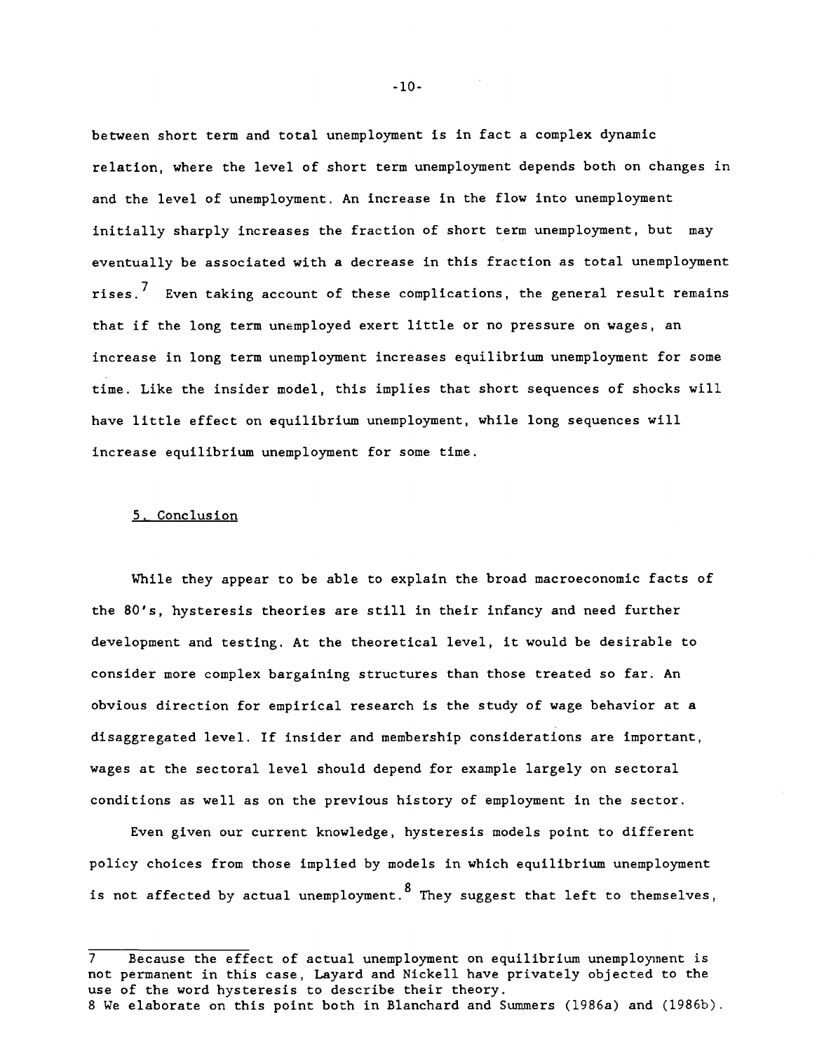between short term and total unemployment is in fact a complex dynamic relation, where the level of short term unemployment depends both on changes in and the level of unemployment. An increase in the flow into unemployment initially sharply increases the fraction of short term unemployment, but may eventually be associated with a decrease in this fraction as total unemployment rises.[7] Even taking account of these complications, the general result remains that if the long term unemployed exert little or no pressure on wages, an increase in long term unemployment increases equilibrium unemployment for some time. Like the insider model, this implies that short sequences of shocks will have little effect on equilibrium unemployment, while long sequences will increase equilibrium unemployment for some time.

## 5. Conclusion

While they appear to be able to explain the broad macroeconomic facts of the 80's, hysteresis theories are still in their infancy and need further development and testing. At the theoretical level, it would be desirable to consider more complex bargaining structures than those treated so far. An obvious direction for empirical research is the study of wage behavior at a disaggregated level. If insider and membership considerations are important, wages at the sectoral level should depend for example largely on sectoral conditions as well as on the previous history of employment in the sector.

Even given our current knowledge, hysteresis models point to different policy choices from those implied by models in which equilibrium unemployment is not affected by actual unemployment.[8] They suggest that left to themselves,

---

7 Because the effect of actual unemployment on equilibrium unemployment is not permanent in this case, Layard and Nickell have privately objected to the use of the word hysteresis to describe their theory.

8 We elaborate on this point both in Blanchard and Summers (1986a) and (1986b).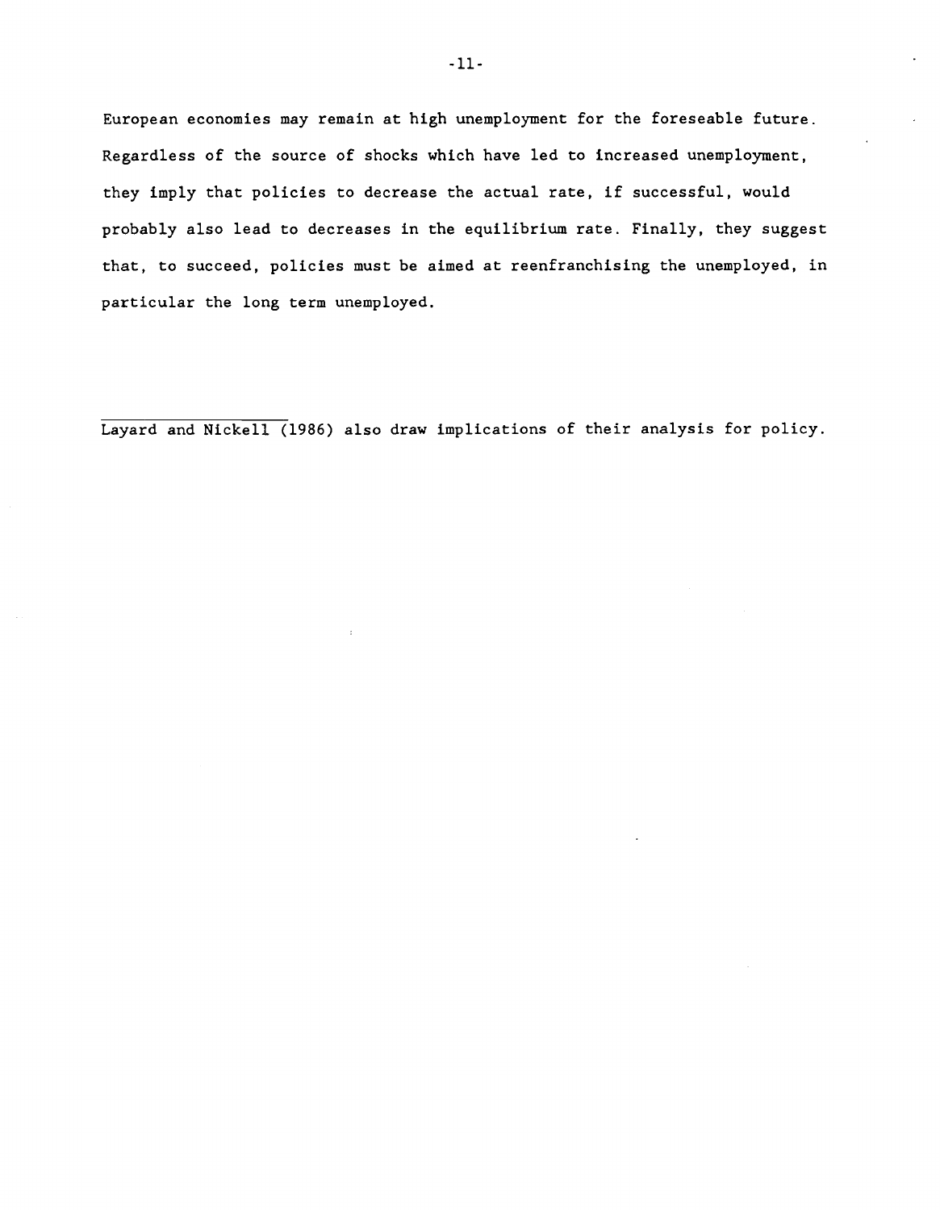European economies may remain at high unemployment for the foreseeable future. Regardless of the source of shocks which have led to increased unemployment, they imply that policies to decrease the actual rate, if successful, would probably also lead to decreases in the equilibrium rate. Finally, they suggest that, to succeed, policies must be aimed at reenfranchising the unemployed, in particular the long term unemployed.

---

Layard and Nickell (1986) also draw implications of their analysis for policy.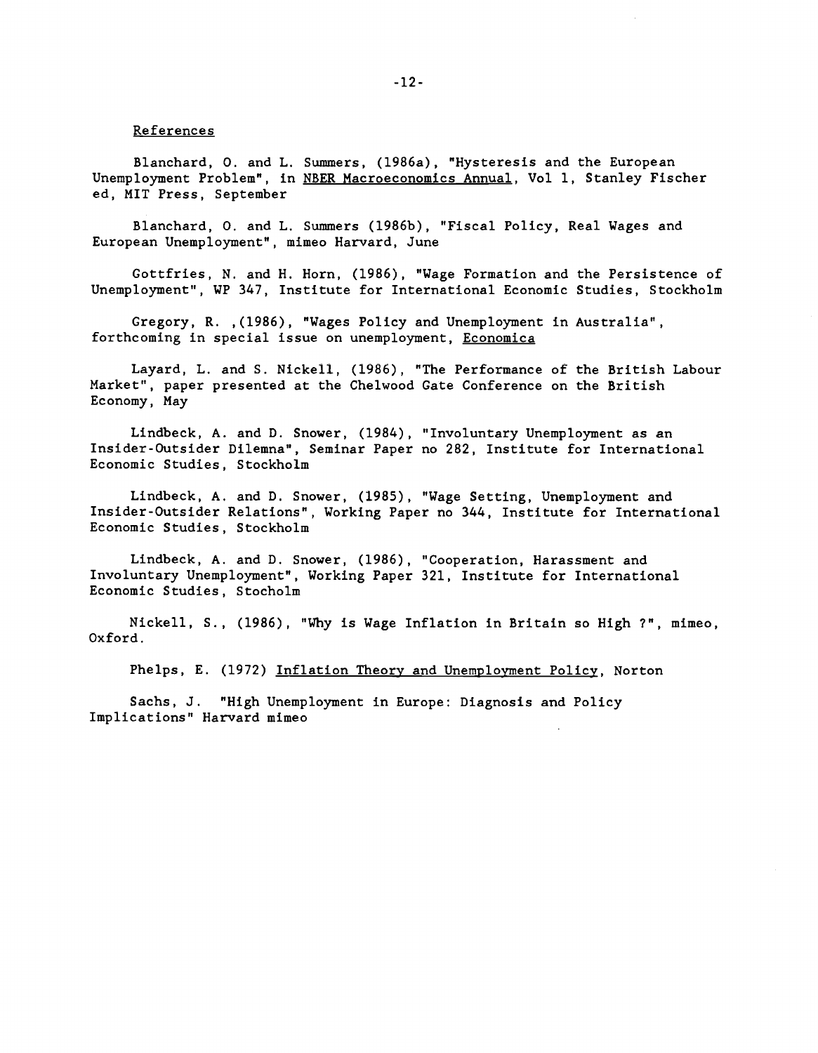References

Blanchard, O. and L. Summers, (1986a), "Hysteresis and the European Unemployment Problem", in NBER Macroeconomics Annual, Vol 1, Stanley Fischer ed, MIT Press, September

Blanchard, O. and L. Summers (1986b), "Fiscal Policy, Real Wages and European Unemployment", mimeo Harvard, June

Gottfries, N. and H. Horn, (1986), "Wage Formation and the Persistence of Unemployment", WP 347, Institute for International Economic Studies, Stockholm

Gregory, R. ,(1986), "Wages Policy and Unemployment in Australia", forthcoming in special issue on unemployment, Economica

Layard, L. and S. Nickell, (1986), "The Performance of the British Labour Market", paper presented at the Chelwood Gate Conference on the British Economy, May

Lindbeck, A. and D. Snower, (1984), "Involuntary Unemployment as an Insider-Outsider Dilemna", Seminar Paper no 282, Institute for International Economic Studies, Stockholm

Lindbeck, A. and D. Snower, (1985), "Wage Setting, Unemployment and Insider-Outsider Relations", Working Paper no 344, Institute for International Economic Studies, Stockholm

Lindbeck, A. and D. Snower, (1986), "Cooperation, Harassment and Involuntary Unemployment", Working Paper 321, Institute for International Economic Studies, Stocholm

Nickell, S., (1986), "Why is Wage Inflation in Britain so High ?", mimeo, Oxford.

Phelps, E. (1972) Inflation Theory and Unemployment Policy, Norton

Sachs, J. "High Unemployment in Europe: Diagnosis and Policy Implications" Harvard mimeo